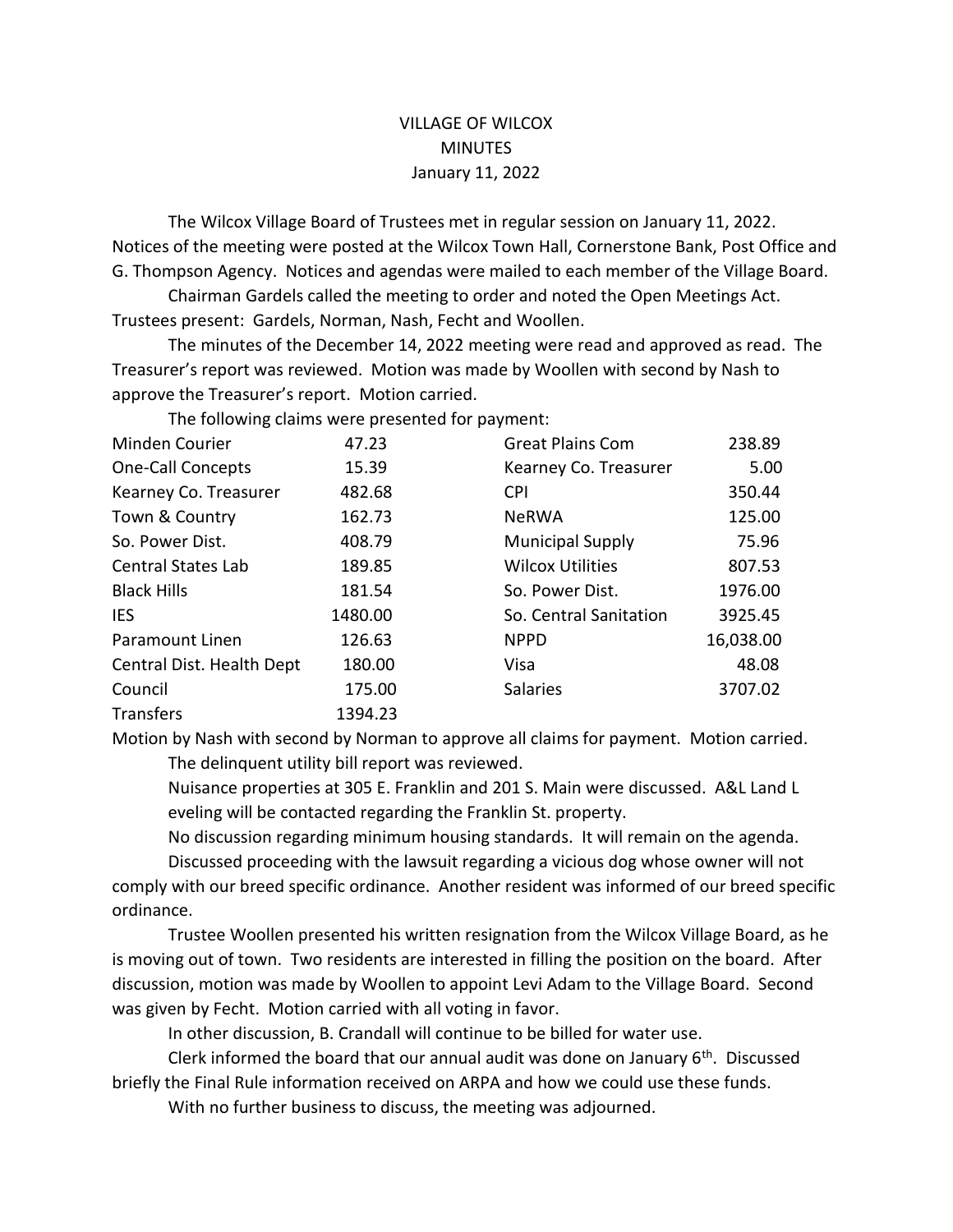VILLAGE OF WILCOX
MINUTES
January 11, 2022

The Wilcox Village Board of Trustees met in regular session on January 11, 2022. Notices of the meeting were posted at the Wilcox Town Hall, Cornerstone Bank, Post Office and G. Thompson Agency. Notices and agendas were mailed to each member of the Village Board.

Chairman Gardels called the meeting to order and noted the Open Meetings Act. Trustees present: Gardels, Norman, Nash, Fecht and Woollen.

The minutes of the December 14, 2022 meeting were read and approved as read. The Treasurer's report was reviewed. Motion was made by Woollen with second by Nash to approve the Treasurer's report. Motion carried.

The following claims were presented for payment:

| | | | |
|---|---|---|---|
| Minden Courier | 47.23 | Great Plains Com | 238.89 |
| One-Call Concepts | 15.39 | Kearney Co. Treasurer | 5.00 |
| Kearney Co. Treasurer | 482.68 | CPI | 350.44 |
| Town & Country | 162.73 | NeRWA | 125.00 |
| So. Power Dist. | 408.79 | Municipal Supply | 75.96 |
| Central States Lab | 189.85 | Wilcox Utilities | 807.53 |
| Black Hills | 181.54 | So. Power Dist. | 1976.00 |
| IES | 1480.00 | So. Central Sanitation | 3925.45 |
| Paramount Linen | 126.63 | NPPD | 16,038.00 |
| Central Dist. Health Dept | 180.00 | Visa | 48.08 |
| Council | 175.00 | Salaries | 3707.02 |
| Transfers | 1394.23 | | |

Motion by Nash with second by Norman to approve all claims for payment. Motion carried.

The delinquent utility bill report was reviewed.

Nuisance properties at 305 E. Franklin and 201 S. Main were discussed. A&L Land L eveling will be contacted regarding the Franklin St. property.

No discussion regarding minimum housing standards. It will remain on the agenda.

Discussed proceeding with the lawsuit regarding a vicious dog whose owner will not comply with our breed specific ordinance. Another resident was informed of our breed specific ordinance.

Trustee Woollen presented his written resignation from the Wilcox Village Board, as he is moving out of town. Two residents are interested in filling the position on the board. After discussion, motion was made by Woollen to appoint Levi Adam to the Village Board. Second was given by Fecht. Motion carried with all voting in favor.

In other discussion, B. Crandall will continue to be billed for water use.

Clerk informed the board that our annual audit was done on January 6th. Discussed briefly the Final Rule information received on ARPA and how we could use these funds.

With no further business to discuss, the meeting was adjourned.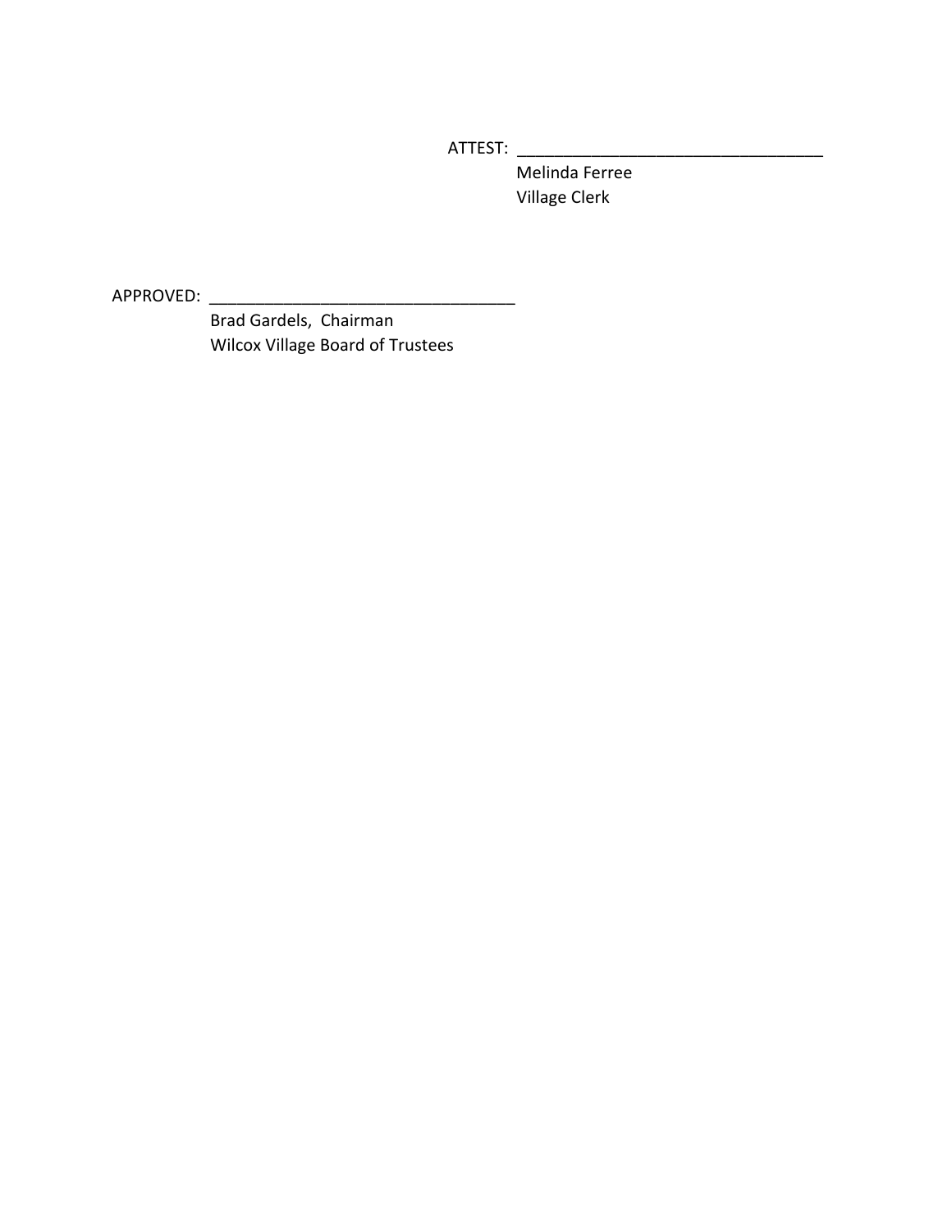ATTEST: _________________________________

Melinda Ferree
Village Clerk

APPROVED: _________________________________

Brad Gardels, Chairman
Wilcox Village Board of Trustees